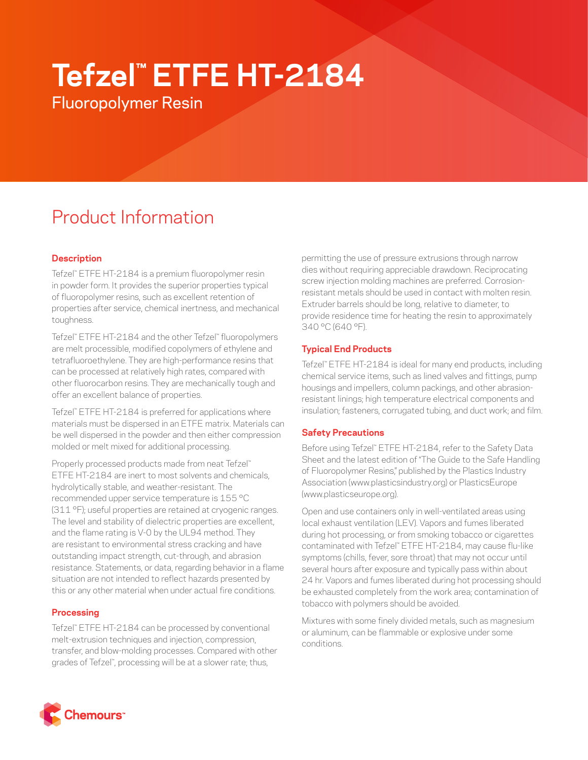# Tefzel™ ETFE HT-2184

Fluoropolymer Resin

## Product Information

### Description

Tefzel™ ETFE HT-2184 is a premium fluoropolymer resin in powder form. It provides the superior properties typical of fluoropolymer resins, such as excellent retention of properties after service, chemical inertness, and mechanical toughness.

Tefzel™ ETFE HT-2184 and the other Tefzel™ fluoropolymers are melt processible, modified copolymers of ethylene and tetrafluoroethylene. They are high-performance resins that can be processed at relatively high rates, compared with other fluorocarbon resins. They are mechanically tough and offer an excellent balance of properties.

Tefzel™ ETFE HT-2184 is preferred for applications where materials must be dispersed in an ETFE matrix. Materials can be well dispersed in the powder and then either compression molded or melt mixed for additional processing.

Properly processed products made from neat Tefzel™ ETFE HT-2184 are inert to most solvents and chemicals, hydrolytically stable, and weather-resistant. The recommended upper service temperature is 155 °C (311 °F); useful properties are retained at cryogenic ranges. The level and stability of dielectric properties are excellent, and the flame rating is V-0 by the UL94 method. They are resistant to environmental stress cracking and have outstanding impact strength, cut-through, and abrasion resistance. Statements, or data, regarding behavior in a flame situation are not intended to reflect hazards presented by this or any other material when under actual fire conditions.

### Processing

Tefzel™ ETFE HT-2184 can be processed by conventional melt-extrusion techniques and injection, compression, transfer, and blow-molding processes. Compared with other grades of Tefzel™, processing will be at a slower rate; thus, permitting the use of pressure extrusions through narrow dies without requiring appreciable drawdown. Reciprocating screw injection molding machines are preferred. Corrosion-resistant metals should be used in contact with molten resin. Extruder barrels should be long, relative to diameter, to provide residence time for heating the resin to approximately 340 °C (640 °F).

### Typical End Products

Tefzel™ ETFE HT-2184 is ideal for many end products, including chemical service items, such as lined valves and fittings, pump housings and impellers, column packings, and other abrasion-resistant linings; high temperature electrical components and insulation; fasteners, corrugated tubing, and duct work; and film.

### Safety Precautions

Before using Tefzel™ ETFE HT-2184, refer to the Safety Data Sheet and the latest edition of "The Guide to the Safe Handling of Fluoropolymer Resins," published by the Plastics Industry Association (www.plasticsindustry.org) or PlasticsEurope (www.plasticseurope.org).

Open and use containers only in well-ventilated areas using local exhaust ventilation (LEV). Vapors and fumes liberated during hot processing, or from smoking tobacco or cigarettes contaminated with Tefzel™ ETFE HT-2184, may cause flu-like symptoms (chills, fever, sore throat) that may not occur until several hours after exposure and typically pass within about 24 hr. Vapors and fumes liberated during hot processing should be exhausted completely from the work area; contamination of tobacco with polymers should be avoided.

Mixtures with some finely divided metals, such as magnesium or aluminum, can be flammable or explosive under some conditions.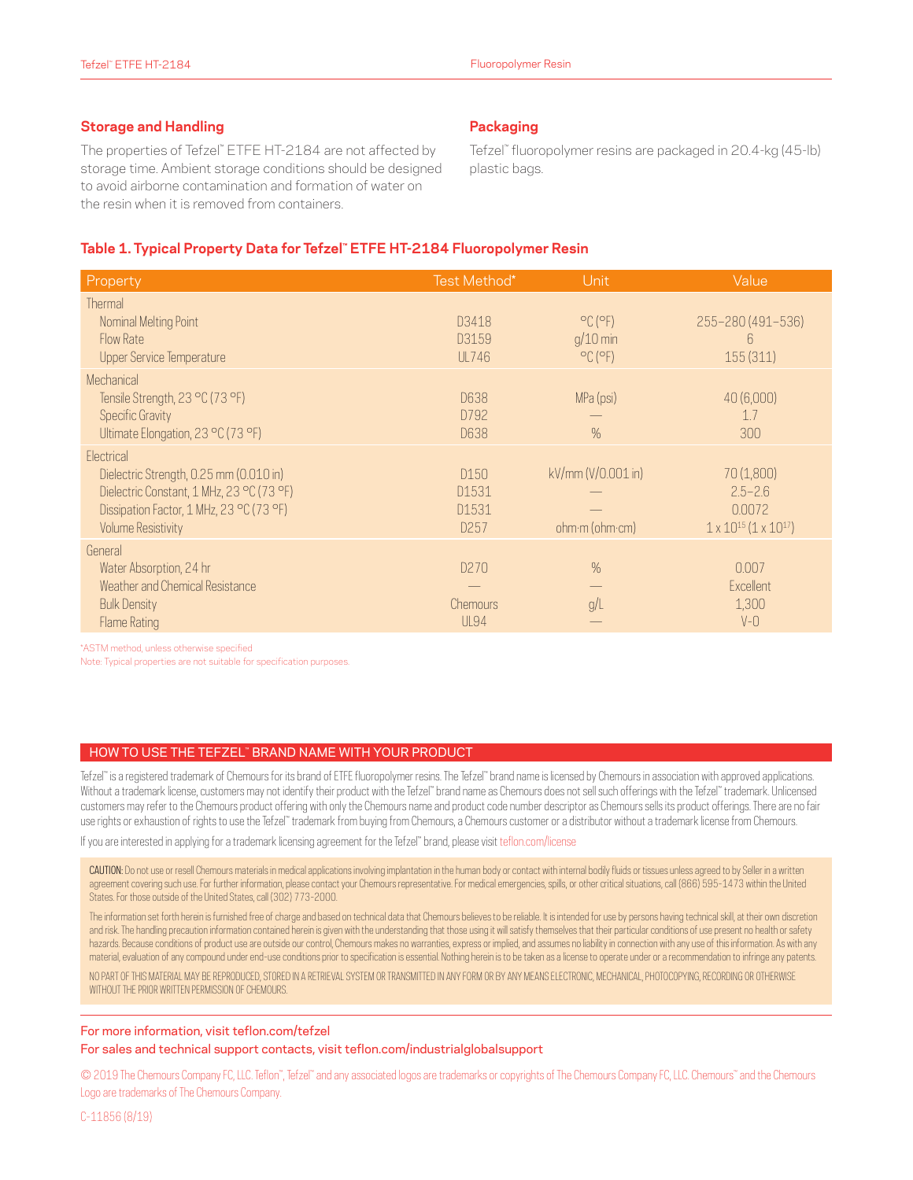## Storage and Handling

The properties of Tefzel™ ETFE HT-2184 are not affected by storage time. Ambient storage conditions should be designed to avoid airborne contamination and formation of water on the resin when it is removed from containers.

## Packaging

Tefzel™ fluoropolymer resins are packaged in 20.4-kg (45-lb) plastic bags.

### Table 1. Typical Property Data for Tefzel™ ETFE HT-2184 Fluoropolymer Resin

| Property | Test Method* | Unit | Value |
|---|---|---|---|
| **Thermal** | | | |
| Nominal Melting Point | D3418 | °C (°F) | 255–280 (491–536) |
| Flow Rate | D3159 | g/10 min | 6 |
| Upper Service Temperature | UL746 | °C (°F) | 155 (311) |
| **Mechanical** | | | |
| Tensile Strength, 23 °C (73 °F) | D638 | MPa (psi) | 40 (6,000) |
| Specific Gravity | D792 | — | 1.7 |
| Ultimate Elongation, 23 °C (73 °F) | D638 | % | 300 |
| **Electrical** | | | |
| Dielectric Strength, 0.25 mm (0.010 in) | D150 | kV/mm (V/0.001 in) | 70 (1,800) |
| Dielectric Constant, 1 MHz, 23 °C (73 °F) | D1531 | — | 2.5–2.6 |
| Dissipation Factor, 1 MHz, 23 °C (73 °F) | D1531 | — | 0.0072 |
| Volume Resistivity | D257 | ohm·m (ohm·cm) | $1 \times 10^{15}$ ($1 \times 10^{17}$) |
| **General** | | | |
| Water Absorption, 24 hr | D270 | % | 0.007 |
| Weather and Chemical Resistance | — | — | Excellent |
| Bulk Density | Chemours | g/L | 1,300 |
| Flame Rating | UL94 | — | V-0 |

*ASTM method, unless otherwise specified

Note: Typical properties are not suitable for specification purposes.

## HOW TO USE THE TEFZEL™ BRAND NAME WITH YOUR PRODUCT

Tefzel™ is a registered trademark of Chemours for its brand of ETFE fluoropolymer resins. The Tefzel™ brand name is licensed by Chemours in association with approved applications. Without a trademark license, customers may not identify their product with the Tefzel™ brand name as Chemours does not sell such offerings with the Tefzel™ trademark. Unlicensed customers may refer to the Chemours product offering with only the Chemours name and product code number descriptor as Chemours sells its product offerings. There are no fair use rights or exhaustion of rights to use the Tefzel™ trademark from buying from Chemours, a Chemours customer or a distributor without a trademark license from Chemours.

If you are interested in applying for a trademark licensing agreement for the Tefzel™ brand, please visit teflon.com/license

**CAUTION:** Do not use or resell Chemours materials in medical applications involving implantation in the human body or contact with internal bodily fluids or tissues unless agreed to by Seller in a written agreement covering such use. For further information, please contact your Chemours representative. For medical emergencies, spills, or other critical situations, call (866) 595-1473 within the United States. For those outside of the United States, call (302) 773-2000.

The information set forth herein is furnished free of charge and based on technical data that Chemours believes to be reliable. It is intended for use by persons having technical skill, at their own discretion and risk. The handling precaution information contained herein is given with the understanding that those using it will satisfy themselves that their particular conditions of use present no health or safety hazards. Because conditions of product use are outside our control, Chemours makes no warranties, express or implied, and assumes no liability in connection with any use of this information. As with any material, evaluation of any compound under end-use conditions prior to specification is essential. Nothing herein is to be taken as a license to operate under or a recommendation to infringe any patents.

NO PART OF THIS MATERIAL MAY BE REPRODUCED, STORED IN A RETRIEVAL SYSTEM OR TRANSMITTED IN ANY FORM OR BY ANY MEANS ELECTRONIC, MECHANICAL, PHOTOCOPYING, RECORDING OR OTHERWISE WITHOUT THE PRIOR WRITTEN PERMISSION OF CHEMOURS.

For more information, visit teflon.com/tefzel

For sales and technical support contacts, visit teflon.com/industrialglobalsupport

© 2019 The Chemours Company FC, LLC. Teflon™, Tefzel™ and any associated logos are trademarks or copyrights of The Chemours Company FC, LLC. Chemours™ and the Chemours Logo are trademarks of The Chemours Company.

C-11856 (8/19)